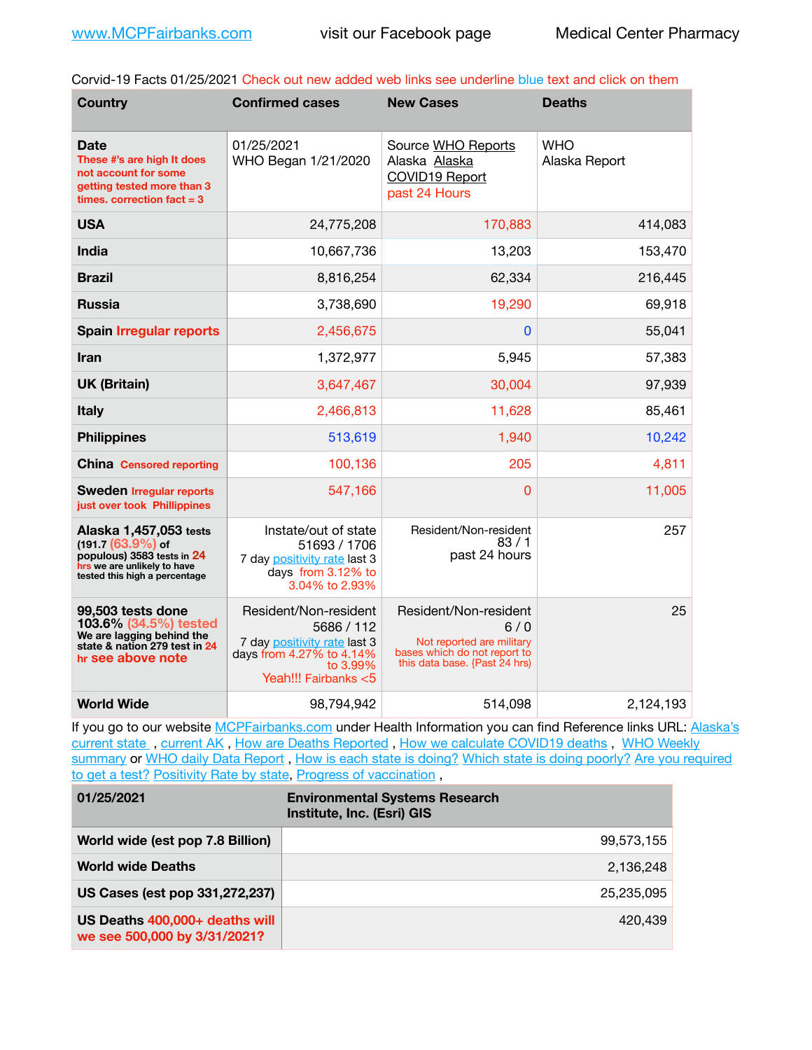www.MCPFairbanks.com visit our Facebook page Medical Center Pharmacy

Corvid-19 Facts 01/25/2021 Check out new added web links see underline blue text and click on them

| Country | Confirmed cases | New Cases | Deaths |
|---|---|---|---|
| **Date** These #'s are high It does not account for some getting tested more than 3 times. correction fact = 3 | 01/25/2021 WHO Began 1/21/2020 | Source WHO Reports Alaska Alaska COVID19 Report past 24 Hours | WHO Alaska Report |
| **USA** | 24,775,208 | 170,883 | 414,083 |
| **India** | 10,667,736 | 13,203 | 153,470 |
| **Brazil** | 8,816,254 | 62,334 | 216,445 |
| **Russia** | 3,738,690 | 19,290 | 69,918 |
| **Spain** Irregular reports | 2,456,675 | 0 | 55,041 |
| **Iran** | 1,372,977 | 5,945 | 57,383 |
| **UK (Britain)** | 3,647,467 | 30,004 | 97,939 |
| **Italy** | 2,466,813 | 11,628 | 85,461 |
| **Philippines** | 513,619 | 1,940 | 10,242 |
| **China** Censored reporting | 100,136 | 205 | 4,811 |
| **Sweden** Irregular reports just over took Phillippines | 547,166 | 0 | 11,005 |
| **Alaska 1,457,053 tests** (191.7 (63.9%) of populous) 3583 tests in 24 hrs we are unlikely to have tested this high a percentage | Instate/out of state 51693 / 1706 7 day positivity rate last 3 days from 3.12% to 3.04% to 2.93% | Resident/Non-resident 83 / 1 past 24 hours | 257 |
| **99,503 tests done 103.6% (34.5%) tested** We are lagging behind the state & nation 279 test in 24 hr see above note | Resident/Non-resident 5686 / 112 7 day positivity rate last 3 days from 4.27% to 4.14% to 3.99% Yeah!!! Fairbanks <5 | Resident/Non-resident 6 / 0 Not reported are military bases which do not report to this data base. {Past 24 hrs) | 25 |
| **World Wide** | 98,794,942 | 514,098 | 2,124,193 |

If you go to our website MCPFairbanks.com under Health Information you can find Reference links URL: Alaska's current state , current AK , How are Deaths Reported , How we calculate COVID19 deaths , WHO Weekly summary or WHO daily Data Report , How is each state is doing? Which state is doing poorly? Are you required to get a test? Positivity Rate by state, Progress of vaccination ,

| 01/25/2021 | Environmental Systems Research Institute, Inc. (Esri) GIS |
|---|---|
| **World wide (est pop 7.8 Billion)** | 99,573,155 |
| **World wide Deaths** | 2,136,248 |
| **US Cases (est pop 331,272,237)** | 25,235,095 |
| **US Deaths** 400,000+ deaths will we see 500,000 by 3/31/2021? | 420,439 |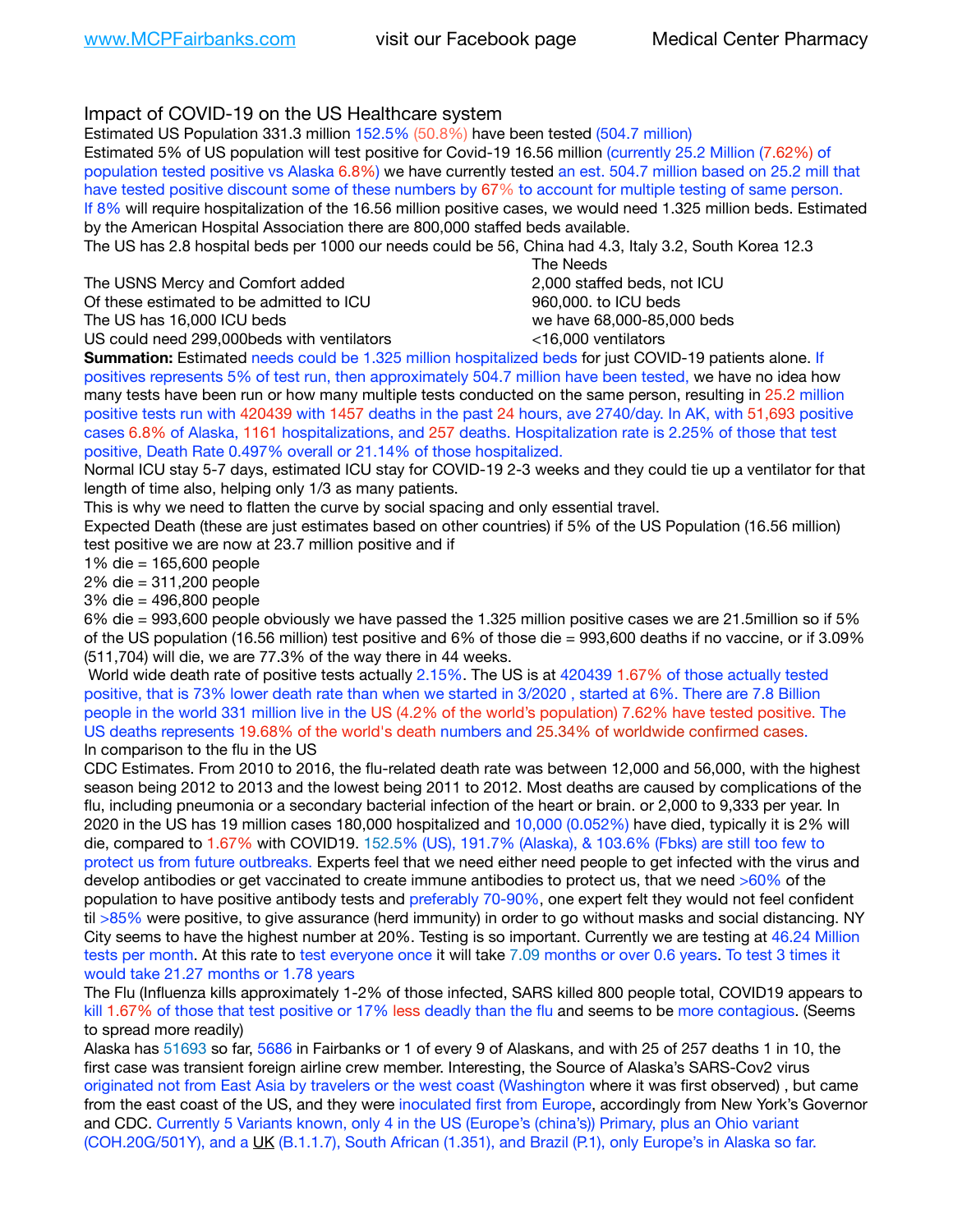# Impact of COVID-19 on the US Healthcare system

Estimated US Population 331.3 million 152.5% (50.8%) have been tested (504.7 million)
Estimated 5% of US population will test positive for Covid-19 16.56 million (currently 25.2 Million (7.62%) of population tested positive vs Alaska 6.8%) we have currently tested an est. 504.7 million based on 25.2 mill that have tested positive discount some of these numbers by 67% to account for multiple testing of same person. If 8% will require hospitalization of the 16.56 million positive cases, we would need 1.325 million beds. Estimated by the American Hospital Association there are 800,000 staffed beds available.
The US has 2.8 hospital beds per 1000 our needs could be 56, China had 4.3, Italy 3.2, South Korea 12.3

| | The Needs |
|---|---|
| The USNS Mercy and Comfort added | 2,000 staffed beds, not ICU |
| Of these estimated to be admitted to ICU | 960,000. to ICU beds |
| The US has 16,000 ICU beds | we have 68,000-85,000 beds |
| US could need 299,000beds with ventilators | <16,000 ventilators |

**Summation:** Estimated needs could be 1.325 million hospitalized beds for just COVID-19 patients alone. If positives represents 5% of test run, then approximately 504.7 million have been tested, we have no idea how many tests have been run or how many multiple tests conducted on the same person, resulting in 25.2 million positive tests run with 420439 with 1457 deaths in the past 24 hours, ave 2740/day. In AK, with 51,693 positive cases 6.8% of Alaska, 1161 hospitalizations, and 257 deaths. Hospitalization rate is 2.25% of those that test positive, Death Rate 0.497% overall or 21.14% of those hospitalized.
Normal ICU stay 5-7 days, estimated ICU stay for COVID-19 2-3 weeks and they could tie up a ventilator for that length of time also, helping only 1/3 as many patients.
This is why we need to flatten the curve by social spacing and only essential travel.
Expected Death (these are just estimates based on other countries) if 5% of the US Population (16.56 million) test positive we are now at 23.7 million positive and if
1% die = 165,600 people
2% die = 311,200 people
3% die = 496,800 people
6% die = 993,600 people obviously we have passed the 1.325 million positive cases we are 21.5million so if 5% of the US population (16.56 million) test positive and 6% of those die = 993,600 deaths if no vaccine, or if 3.09% (511,704) will die, we are 77.3% of the way there in 44 weeks.
World wide death rate of positive tests actually 2.15%. The US is at 420439 1.67% of those actually tested positive, that is 73% lower death rate than when we started in 3/2020 , started at 6%. There are 7.8 Billion people in the world 331 million live in the US (4.2% of the world's population) 7.62% have tested positive. The US deaths represents 19.68% of the world's death numbers and 25.34% of worldwide confirmed cases.
In comparison to the flu in the US
CDC Estimates. From 2010 to 2016, the flu-related death rate was between 12,000 and 56,000, with the highest season being 2012 to 2013 and the lowest being 2011 to 2012. Most deaths are caused by complications of the flu, including pneumonia or a secondary bacterial infection of the heart or brain. or 2,000 to 9,333 per year. In 2020 in the US has 19 million cases 180,000 hospitalized and 10,000 (0.052%) have died, typically it is 2% will die, compared to 1.67% with COVID19. 152.5% (US), 191.7% (Alaska), & 103.6% (Fbks) are still too few to protect us from future outbreaks. Experts feel that we need either need people to get infected with the virus and develop antibodies or get vaccinated to create immune antibodies to protect us, that we need >60% of the population to have positive antibody tests and preferably 70-90%, one expert felt they would not feel confident til >85% were positive, to give assurance (herd immunity) in order to go without masks and social distancing. NY City seems to have the highest number at 20%. Testing is so important. Currently we are testing at 46.24 Million tests per month. At this rate to test everyone once it will take 7.09 months or over 0.6 years. To test 3 times it would take 21.27 months or 1.78 years
The Flu (Influenza kills approximately 1-2% of those infected, SARS killed 800 people total, COVID19 appears to kill 1.67% of those that test positive or 17% less deadly than the flu and seems to be more contagious. (Seems to spread more readily)
Alaska has 51693 so far, 5686 in Fairbanks or 1 of every 9 of Alaskans, and with 25 of 257 deaths 1 in 10, the first case was transient foreign airline crew member. Interesting, the Source of Alaska's SARS-Cov2 virus originated not from East Asia by travelers or the west coast (Washington where it was first observed) , but came from the east coast of the US, and they were inoculated first from Europe, accordingly from New York's Governor and CDC. Currently 5 Variants known, only 4 in the US (Europe's (china's)) Primary, plus an Ohio variant (COH.20G/501Y), and a UK (B.1.1.7), South African (1.351), and Brazil (P.1), only Europe's in Alaska so far.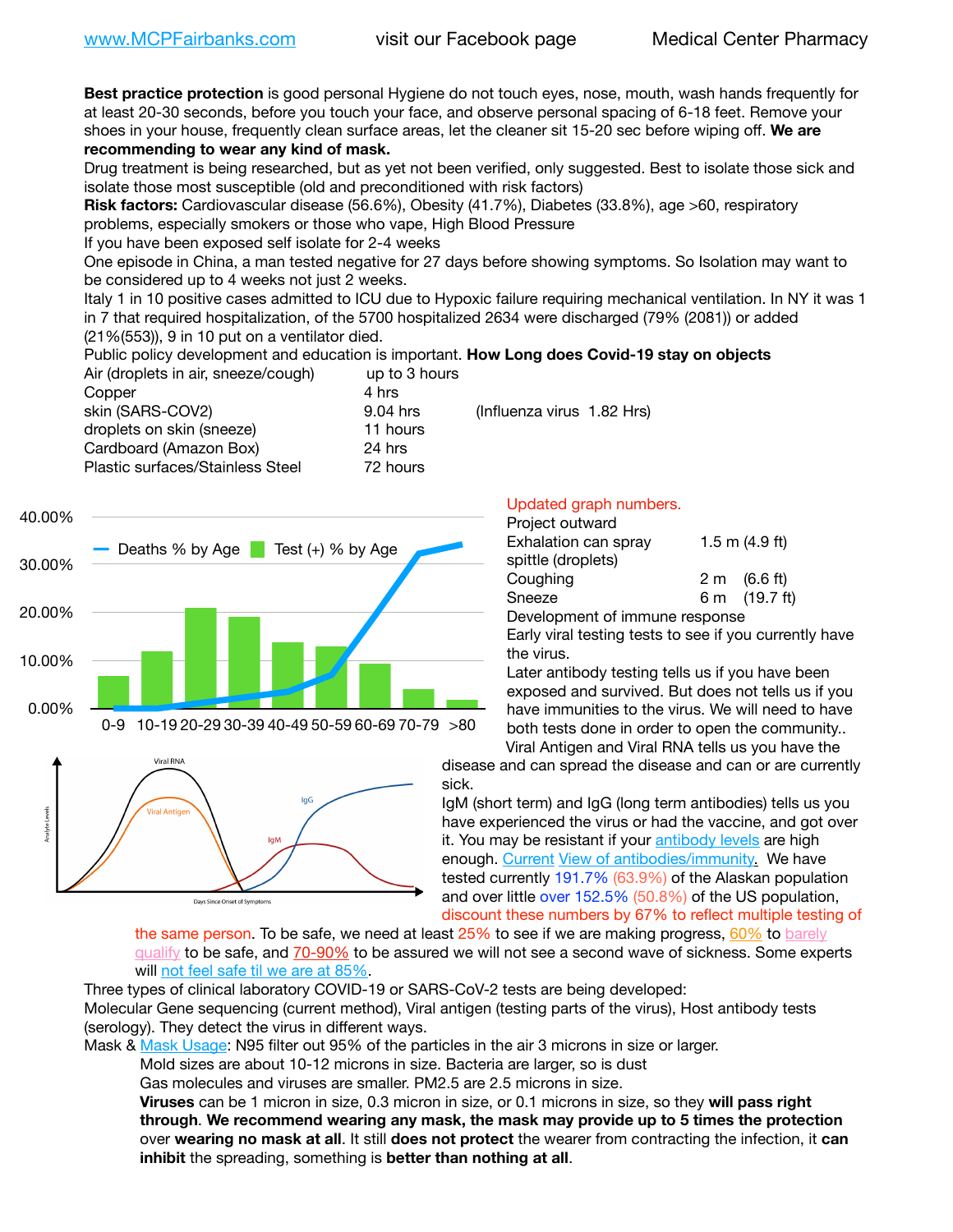www.MCPFairbanks.com    visit our Facebook page    Medical Center Pharmacy

**Best practice protection** is good personal Hygiene do not touch eyes, nose, mouth, wash hands frequently for at least 20-30 seconds, before you touch your face, and observe personal spacing of 6-18 feet. Remove your shoes in your house, frequently clean surface areas, let the cleaner sit 15-20 sec before wiping off. **We are recommending to wear any kind of mask.**

Drug treatment is being researched, but as yet not been verified, only suggested. Best to isolate those sick and isolate those most susceptible (old and preconditioned with risk factors)

**Risk factors:** Cardiovascular disease (56.6%), Obesity (41.7%), Diabetes (33.8%), age >60, respiratory problems, especially smokers or those who vape, High Blood Pressure

If you have been exposed self isolate for 2-4 weeks

One episode in China, a man tested negative for 27 days before showing symptoms. So Isolation may want to be considered up to 4 weeks not just 2 weeks.

Italy 1 in 10 positive cases admitted to ICU due to Hypoxic failure requiring mechanical ventilation. In NY it was 1 in 7 that required hospitalization, of the 5700 hospitalized 2634 were discharged (79% (2081)) or added (21%(553)), 9 in 10 put on a ventilator died.

Public policy development and education is important. **How Long does Covid-19 stay on objects**

| | | |
|---|---|---|
| Air (droplets in air, sneeze/cough) | up to 3 hours | |
| Copper | 4 hrs | |
| skin (SARS-COV2) | 9.04 hrs | (Influenza virus 1.82 Hrs) |
| droplets on skin (sneeze) | 11 hours | |
| Cardboard (Amazon Box) | 24 hrs | |
| Plastic surfaces/Stainless Steel | 72 hours | |

Updated graph numbers.

Project outward

| | |
|---|---|
| Exhalation can spray spittle (droplets) | 1.5 m (4.9 ft) |
| Coughing | 2 m (6.6 ft) |
| Sneeze | 6 m (19.7 ft) |

Development of immune response

Early viral testing tests to see if you currently have the virus.

Later antibody testing tells us if you have been exposed and survived. But does not tells us if you have immunities to the virus. We will need to have both tests done in order to open the community..

Viral Antigen and Viral RNA tells us you have the disease and can spread the disease and can or are currently sick.

IgM (short term) and IgG (long term antibodies) tells us you have experienced the virus or had the vaccine, and got over it. You may be resistant if your antibody levels are high enough. Current View of antibodies/immunity. We have tested currently 191.7% (63.9%) of the Alaskan population and over little over 152.5% (50.8%) of the US population, discount these numbers by 67% to reflect multiple testing of the same person. To be safe, we need at least 25% to see if we are making progress, 60% to barely qualify to be safe, and 70-90% to be assured we will not see a second wave of sickness. Some experts will not feel safe til we are at 85%.

Three types of clinical laboratory COVID-19 or SARS-CoV-2 tests are being developed:

Molecular Gene sequencing (current method), Viral antigen (testing parts of the virus), Host antibody tests (serology). They detect the virus in different ways.

Mask & Mask Usage: N95 filter out 95% of the particles in the air 3 microns in size or larger.

Mold sizes are about 10-12 microns in size. Bacteria are larger, so is dust

Gas molecules and viruses are smaller. PM2.5 are 2.5 microns in size.

**Viruses** can be 1 micron in size, 0.3 micron in size, or 0.1 microns in size, so they **will pass right through**. **We recommend wearing any mask, the mask may provide up to 5 times the protection** over **wearing no mask at all**. It still **does not protect** the wearer from contracting the infection, it **can inhibit** the spreading, something is **better than nothing at all**.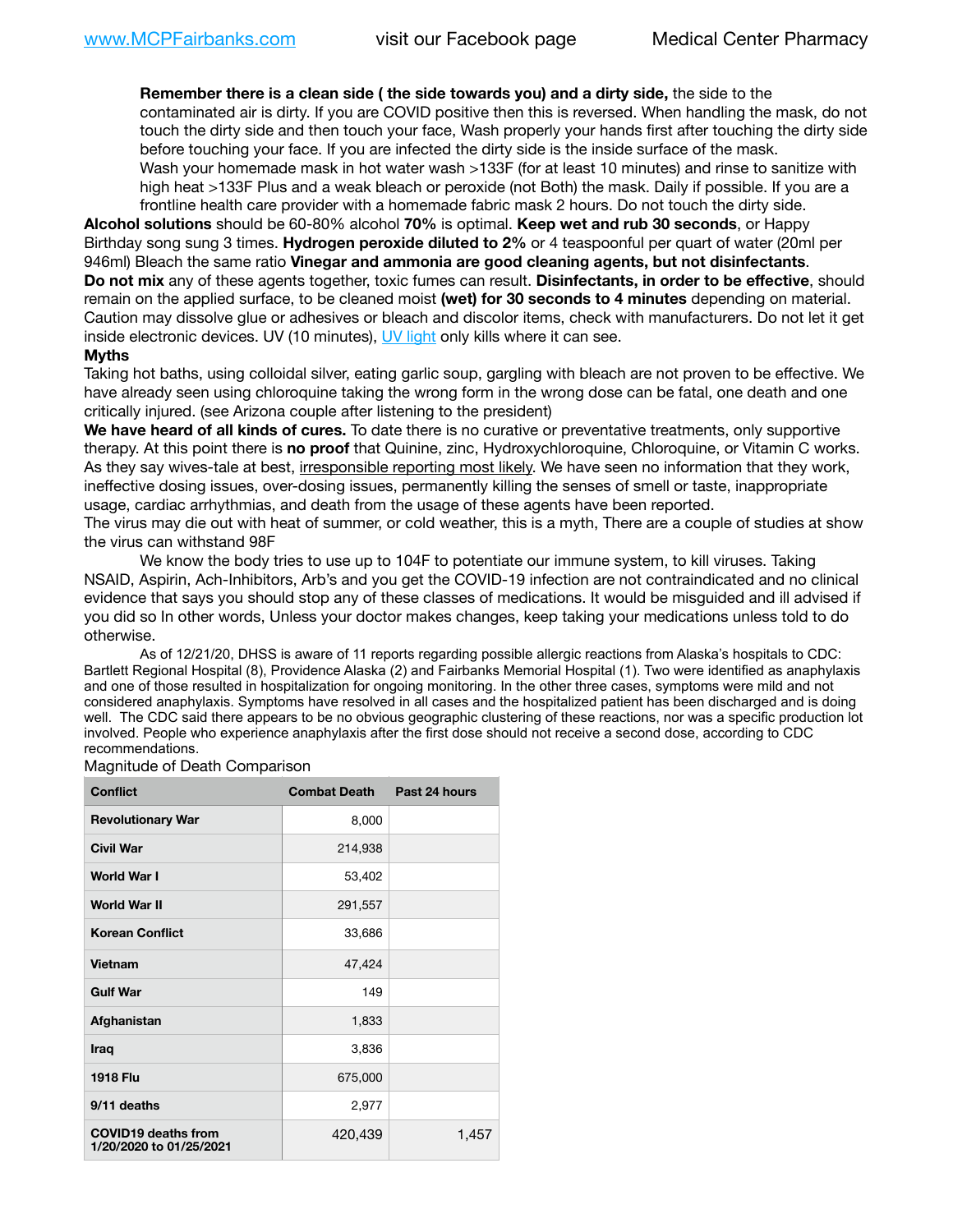**Remember there is a clean side ( the side towards you) and a dirty side,** the side to the contaminated air is dirty. If you are COVID positive then this is reversed. When handling the mask, do not touch the dirty side and then touch your face, Wash properly your hands first after touching the dirty side before touching your face. If you are infected the dirty side is the inside surface of the mask.
Wash your homemade mask in hot water wash >133F (for at least 10 minutes) and rinse to sanitize with high heat >133F Plus and a weak bleach or peroxide (not Both) the mask. Daily if possible. If you are a frontline health care provider with a homemade fabric mask 2 hours. Do not touch the dirty side.

**Alcohol solutions** should be 60-80% alcohol **70%** is optimal. **Keep wet and rub 30 seconds**, or Happy Birthday song sung 3 times. **Hydrogen peroxide diluted to 2%** or 4 teaspoonful per quart of water (20ml per 946ml) Bleach the same ratio **Vinegar and ammonia are good cleaning agents, but not disinfectants**.
**Do not mix** any of these agents together, toxic fumes can result. **Disinfectants, in order to be effective**, should remain on the applied surface, to be cleaned moist **(wet) for 30 seconds to 4 minutes** depending on material. Caution may dissolve glue or adhesives or bleach and discolor items, check with manufacturers. Do not let it get inside electronic devices. UV (10 minutes), UV light only kills where it can see.

**Myths**

Taking hot baths, using colloidal silver, eating garlic soup, gargling with bleach are not proven to be effective. We have already seen using chloroquine taking the wrong form in the wrong dose can be fatal, one death and one critically injured. (see Arizona couple after listening to the president)

**We have heard of all kinds of cures.** To date there is no curative or preventative treatments, only supportive therapy. At this point there is **no proof** that Quinine, zinc, Hydroxychloroquine, Chloroquine, or Vitamin C works. As they say wives-tale at best, irresponsible reporting most likely. We have seen no information that they work, ineffective dosing issues, over-dosing issues, permanently killing the senses of smell or taste, inappropriate usage, cardiac arrhythmias, and death from the usage of these agents have been reported.

The virus may die out with heat of summer, or cold weather, this is a myth, There are a couple of studies at show the virus can withstand 98F

We know the body tries to use up to 104F to potentiate our immune system, to kill viruses. Taking NSAID, Aspirin, Ach-Inhibitors, Arb's and you get the COVID-19 infection are not contraindicated and no clinical evidence that says you should stop any of these classes of medications. It would be misguided and ill advised if you did so In other words, Unless your doctor makes changes, keep taking your medications unless told to do otherwise.

As of 12/21/20, DHSS is aware of 11 reports regarding possible allergic reactions from Alaska's hospitals to CDC: Bartlett Regional Hospital (8), Providence Alaska (2) and Fairbanks Memorial Hospital (1). Two were identified as anaphylaxis and one of those resulted in hospitalization for ongoing monitoring. In the other three cases, symptoms were mild and not considered anaphylaxis. Symptoms have resolved in all cases and the hospitalized patient has been discharged and is doing well. The CDC said there appears to be no obvious geographic clustering of these reactions, nor was a specific production lot involved. People who experience anaphylaxis after the first dose should not receive a second dose, according to CDC recommendations.

Magnitude of Death Comparison

| Conflict | Combat Death | Past 24 hours |
|---|---|---|
| Revolutionary War | 8,000 | |
| Civil War | 214,938 | |
| World War I | 53,402 | |
| World War II | 291,557 | |
| Korean Conflict | 33,686 | |
| Vietnam | 47,424 | |
| Gulf War | 149 | |
| Afghanistan | 1,833 | |
| Iraq | 3,836 | |
| 1918 Flu | 675,000 | |
| 9/11 deaths | 2,977 | |
| COVID19 deaths from 1/20/2020 to 01/25/2021 | 420,439 | 1,457 |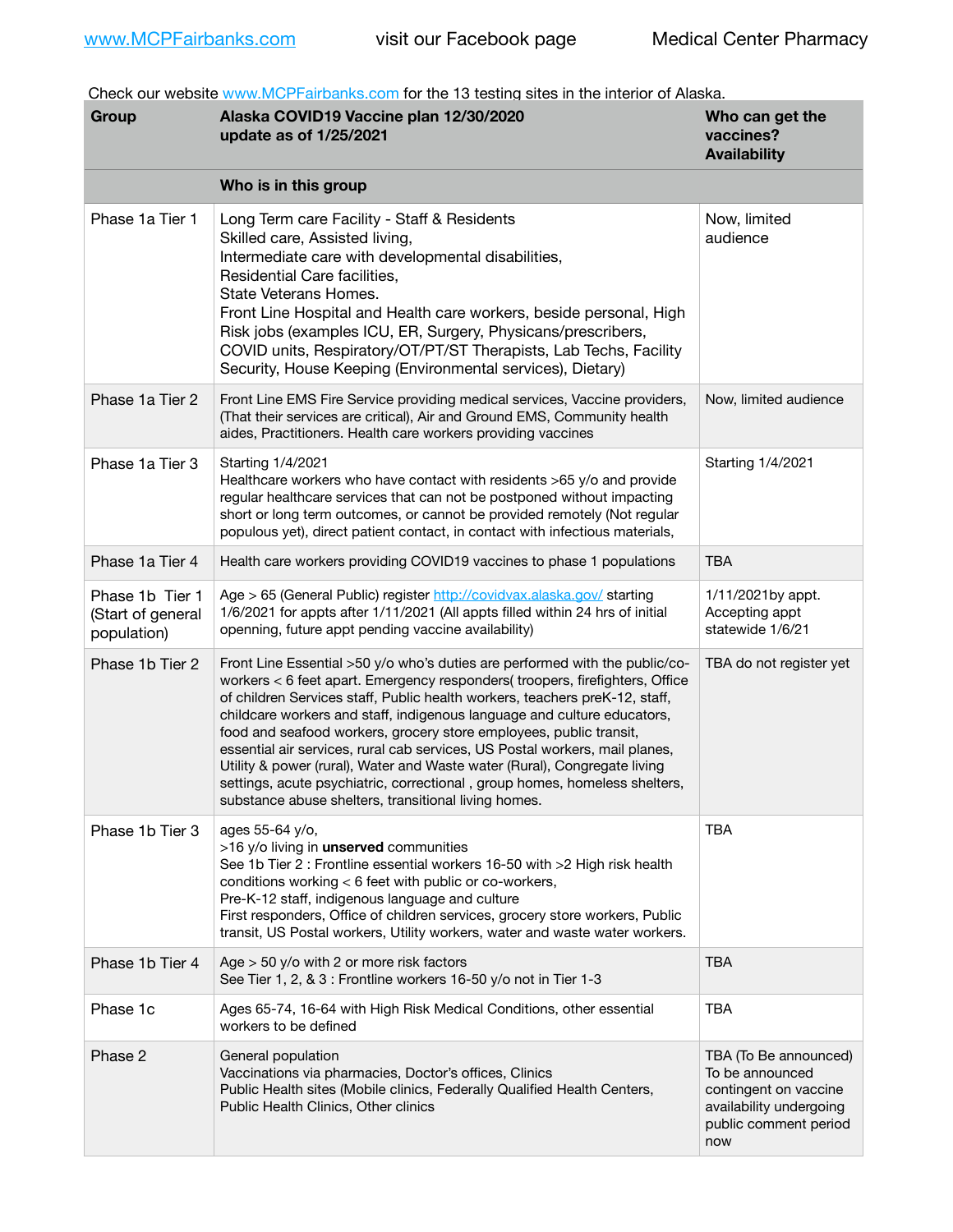www.MCPFairbanks.com visit our Facebook page Medical Center Pharmacy

Check our website www.MCPFairbanks.com for the 13 testing sites in the interior of Alaska.

| Group | Alaska COVID19 Vaccine plan 12/30/2020 update as of 1/25/2021 | Who can get the vaccines? Availability |
|---|---|---|
| | **Who is in this group** | |
| Phase 1a Tier 1 | Long Term care Facility - Staff & Residents<br>Skilled care, Assisted living,<br>Intermediate care with developmental disabilities,<br>Residential Care facilities,<br>State Veterans Homes.<br>Front Line Hospital and Health care workers, beside personal, High Risk jobs (examples ICU, ER, Surgery, Physcians/prescribers, COVID units, Respiratory/OT/PT/ST Therapists, Lab Techs, Facility Security, House Keeping (Environmental services), Dietary) | Now, limited audience |
| Phase 1a Tier 2 | Front Line EMS Fire Service providing medical services, Vaccine providers, (That their services are critical), Air and Ground EMS, Community health aides, Practitioners. Health care workers providing vaccines | Now, limited audience |
| Phase 1a Tier 3 | Starting 1/4/2021<br>Healthcare workers who have contact with residents >65 y/o and provide regular healthcare services that can not be postponed without impacting short or long term outcomes, or cannot be provided remotely (Not regular populous yet), direct patient contact, in contact with infectious materials, | Starting 1/4/2021 |
| Phase 1a Tier 4 | Health care workers providing COVID19 vaccines to phase 1 populations | TBA |
| Phase 1b Tier 1 (Start of general population) | Age > 65 (General Public) register http://covidvax.alaska.gov/ starting 1/6/2021 for appts after 1/11/2021 (All appts filled within 24 hrs of initial openning, future appt pending vaccine availability) | 1/11/2021by appt. Accepting appt statewide 1/6/21 |
| Phase 1b Tier 2 | Front Line Essential >50 y/o who's duties are performed with the public/co-workers < 6 feet apart. Emergency responders( troopers, firefighters, Office of children Services staff, Public health workers, teachers preK-12, staff, childcare workers and staff, indigenous language and culture educators, food and seafood workers, grocery store employees, public transit, essential air services, rural cab services, US Postal workers, mail planes, Utility & power (rural), Water and Waste water (Rural), Congregate living settings, acute psychiatric, correctional , group homes, homeless shelters, substance abuse shelters, transitional living homes. | TBA do not register yet |
| Phase 1b Tier 3 | ages 55-64 y/o,<br>>16 y/o living in **unserved** communities<br>See 1b Tier 2 : Frontline essential workers 16-50 with >2 High risk health conditions working < 6 feet with public or co-workers,<br>Pre-K-12 staff, indigenous language and culture<br>First responders, Office of children services, grocery store workers, Public transit, US Postal workers, Utility workers, water and waste water workers. | TBA |
| Phase 1b Tier 4 | Age > 50 y/o with 2 or more risk factors<br>See Tier 1, 2, & 3 : Frontline workers 16-50 y/o not in Tier 1-3 | TBA |
| Phase 1c | Ages 65-74, 16-64 with High Risk Medical Conditions, other essential workers to be defined | TBA |
| Phase 2 | General population<br>Vaccinations via pharmacies, Doctor's offices, Clinics<br>Public Health sites (Mobile clinics, Federally Qualified Health Centers, Public Health Clinics, Other clinics | TBA (To Be announced) To be announced contingent on vaccine availability undergoing public comment period now |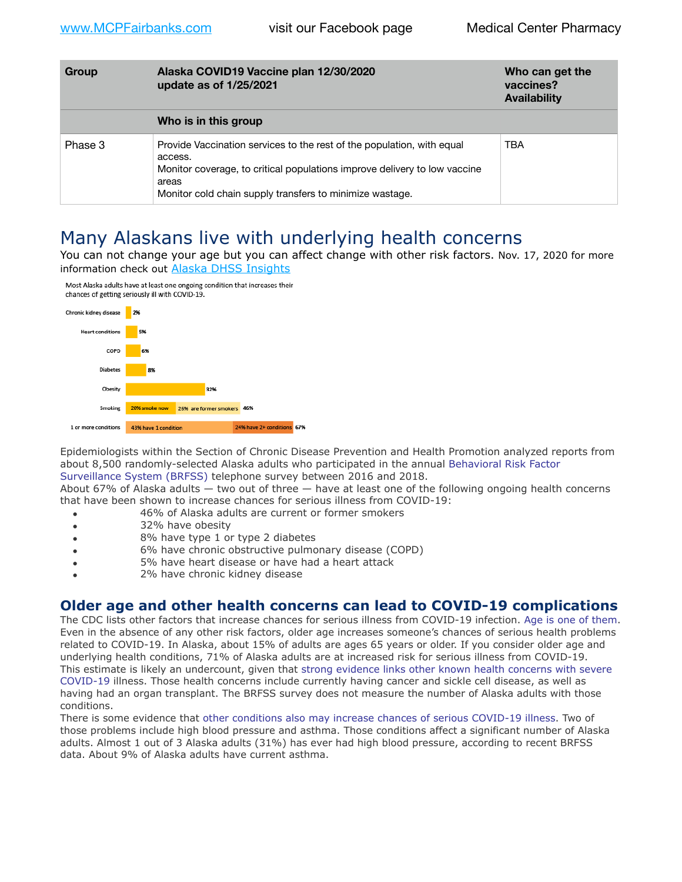www.MCPFairbanks.com visit our Facebook page Medical Center Pharmacy

| Group | Alaska COVID19 Vaccine plan 12/30/2020 update as of 1/25/2021 | Who can get the vaccines? Availability |
| --- | --- | --- |
| | **Who is in this group** | |
| Phase 3 | Provide Vaccination services to the rest of the population, with equal access.<br>Monitor coverage, to critical populations improve delivery to low vaccine areas<br>Monitor cold chain supply transfers to minimize wastage. | TBA |

# Many Alaskans live with underlying health concerns

You can not change your age but you can affect change with other risk factors. Nov. 17, 2020 for more information check out Alaska DHSS Insights

Most Alaska adults have at least one ongoing condition that increases their chances of getting seriously ill with COVID-19.

Chronic kidney disease 2%
Heart conditions 5%
COPD 6%
Diabetes 8%
Obesity 32%
Smoking 20% smoke now 26% are former smokers 46%
1 or more conditions 43% have 1 condition 24% have 2+ conditions 67%

Epidemiologists within the Section of Chronic Disease Prevention and Health Promotion analyzed reports from about 8,500 randomly-selected Alaska adults who participated in the annual Behavioral Risk Factor Surveillance System (BRFSS) telephone survey between 2016 and 2018.
About 67% of Alaska adults — two out of three — have at least one of the following ongoing health concerns that have been shown to increase chances for serious illness from COVID-19:

- 46% of Alaska adults are current or former smokers
- 32% have obesity
- 8% have type 1 or type 2 diabetes
- 6% have chronic obstructive pulmonary disease (COPD)
- 5% have heart disease or have had a heart attack
- 2% have chronic kidney disease

## Older age and other health concerns can lead to COVID-19 complications

The CDC lists other factors that increase chances for serious illness from COVID-19 infection. Age is one of them. Even in the absence of any other risk factors, older age increases someone's chances of serious health problems related to COVID-19. In Alaska, about 15% of adults are ages 65 years or older. If you consider older age and underlying health conditions, 71% of Alaska adults are at increased risk for serious illness from COVID-19.
This estimate is likely an undercount, given that strong evidence links other known health concerns with severe COVID-19 illness. Those health concerns include currently having cancer and sickle cell disease, as well as having had an organ transplant. The BRFSS survey does not measure the number of Alaska adults with those conditions.
There is some evidence that other conditions also may increase chances of serious COVID-19 illness. Two of those problems include high blood pressure and asthma. Those conditions affect a significant number of Alaska adults. Almost 1 out of 3 Alaska adults (31%) has ever had high blood pressure, according to recent BRFSS data. About 9% of Alaska adults have current asthma.